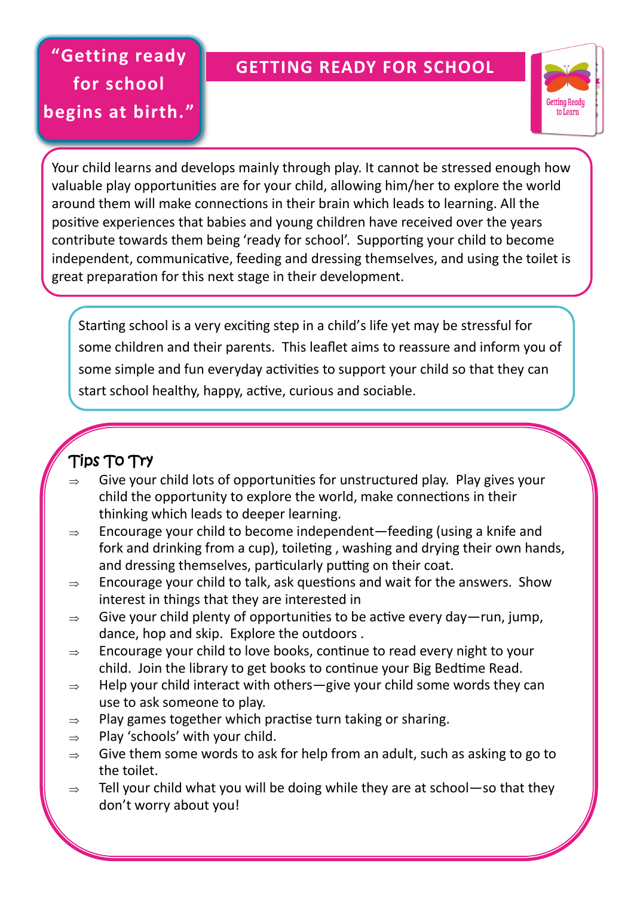**"Getting ready for school begins at birth."**

# GETTING READY FOR SCHOOL

Getting Ready to Learn

Your child learns and develops mainly through play. It cannot be stressed enough how valuable play opportunities are for your child, allowing him/her to explore the world around them will make connections in their brain which leads to learning. All the positive experiences that babies and young children have received over the years contribute towards them being 'ready for school'. Supporting your child to become independent, communicative, feeding and dressing themselves, and using the toilet is great preparation for this next stage in their development.

Starting school is a very exciting step in a child's life yet may be stressful for some children and their parents. This leaflet aims to reassure and inform you of some simple and fun everyday activities to support your child so that they can start school healthy, happy, active, curious and sociable.

## Tips To Try

- Give your child lots of opportunities for unstructured play. Play gives your child the opportunity to explore the world, make connections in their thinking which leads to deeper learning.
- Encourage your child to become independent—feeding (using a knife and fork and drinking from a cup), toileting , washing and drying their own hands, and dressing themselves, particularly putting on their coat.
- Encourage your child to talk, ask questions and wait for the answers. Show interest in things that they are interested in
- Give your child plenty of opportunities to be active every day—run, jump, dance, hop and skip. Explore the outdoors .
- Encourage your child to love books, continue to read every night to your child. Join the library to get books to continue your Big Bedtime Read.
- Help your child interact with others—give your child some words they can use to ask someone to play.
- Play games together which practise turn taking or sharing.
- Play 'schools' with your child.
- Give them some words to ask for help from an adult, such as asking to go to the toilet.
- Tell your child what you will be doing while they are at school—so that they don't worry about you!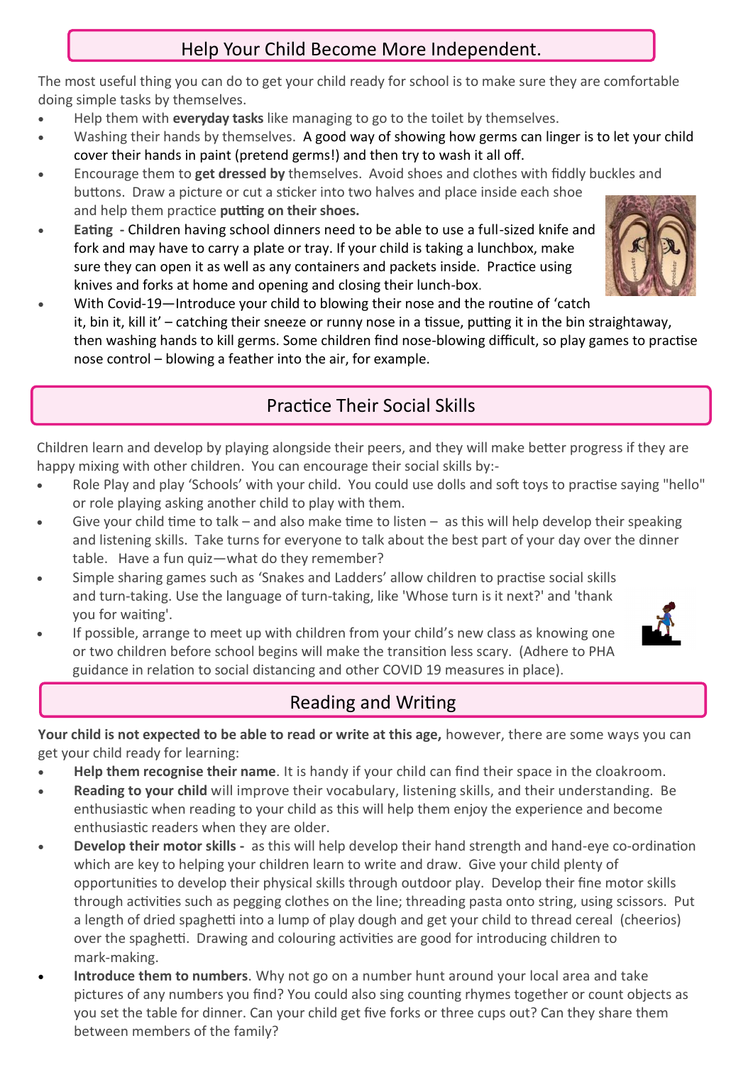## Help Your Child Become More Independent.

The most useful thing you can do to get your child ready for school is to make sure they are comfortable doing simple tasks by themselves.

- Help them with **everyday tasks** like managing to go to the toilet by themselves.
- Washing their hands by themselves. A good way of showing how germs can linger is to let your child cover their hands in paint (pretend germs!) and then try to wash it all off.
- Encourage them to **get dressed by** themselves. Avoid shoes and clothes with fiddly buckles and buttons. Draw a picture or cut a sticker into two halves and place inside each shoe and help them practice **putting on their shoes.**
- **Eating** - Children having school dinners need to be able to use a full-sized knife and fork and may have to carry a plate or tray. If your child is taking a lunchbox, make sure they can open it as well as any containers and packets inside. Practice using knives and forks at home and opening and closing their lunch-box.
- With Covid-19—Introduce your child to blowing their nose and the routine of 'catch it, bin it, kill it' – catching their sneeze or runny nose in a tissue, putting it in the bin straightaway, then washing hands to kill germs. Some children find nose-blowing difficult, so play games to practise nose control – blowing a feather into the air, for example.

## Practice Their Social Skills

Children learn and develop by playing alongside their peers, and they will make better progress if they are happy mixing with other children. You can encourage their social skills by:-

- Role Play and play 'Schools' with your child. You could use dolls and soft toys to practise saying "hello" or role playing asking another child to play with them.
- Give your child time to talk – and also make time to listen – as this will help develop their speaking and listening skills. Take turns for everyone to talk about the best part of your day over the dinner table. Have a fun quiz—what do they remember?
- Simple sharing games such as 'Snakes and Ladders' allow children to practise social skills and turn-taking. Use the language of turn-taking, like 'Whose turn is it next?' and 'thank you for waiting'.
- If possible, arrange to meet up with children from your child's new class as knowing one or two children before school begins will make the transition less scary. (Adhere to PHA guidance in relation to social distancing and other COVID 19 measures in place).

## Reading and Writing

**Your child is not expected to be able to read or write at this age,** however, there are some ways you can get your child ready for learning:

- **Help them recognise their name**. It is handy if your child can find their space in the cloakroom.
- **Reading to your child** will improve their vocabulary, listening skills, and their understanding. Be enthusiastic when reading to your child as this will help them enjoy the experience and become enthusiastic readers when they are older.
- **Develop their motor skills -** as this will help develop their hand strength and hand-eye co-ordination which are key to helping your children learn to write and draw. Give your child plenty of opportunities to develop their physical skills through outdoor play. Develop their fine motor skills through activities such as pegging clothes on the line; threading pasta onto string, using scissors. Put a length of dried spaghetti into a lump of play dough and get your child to thread cereal (cheerios) over the spaghetti. Drawing and colouring activities are good for introducing children to mark-making.
- **Introduce them to numbers**. Why not go on a number hunt around your local area and take pictures of any numbers you find? You could also sing counting rhymes together or count objects as you set the table for dinner. Can your child get five forks or three cups out? Can they share them between members of the family?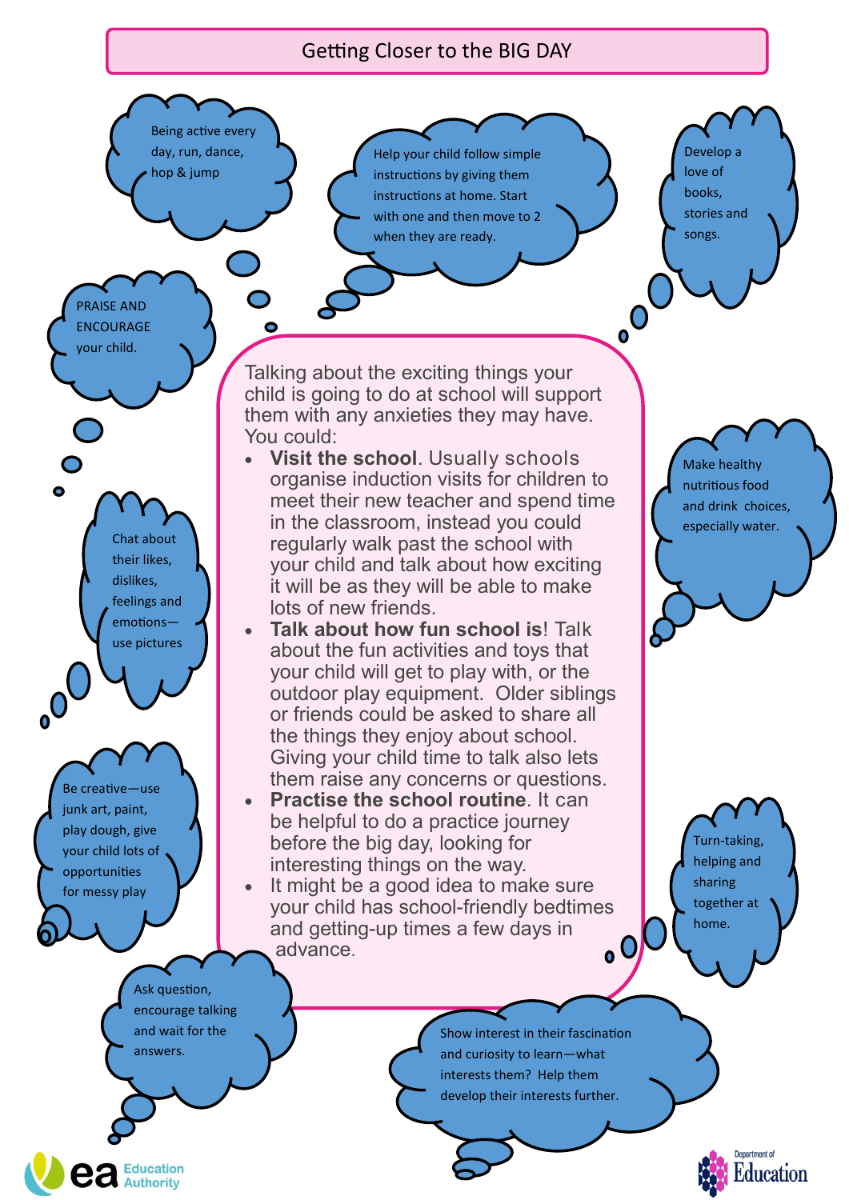# Getting Closer to the BIG DAY

Being active every day, run, dance, hop & jump

Help your child follow simple instructions by giving them instructions at home. Start with one and then move to 2 when they are ready.

Develop a love of books, stories and songs.

PRAISE AND ENCOURAGE your child.

Talking about the exciting things your child is going to do at school will support them with any anxieties they may have. You could:

- **Visit the school**. Usually schools organise induction visits for children to meet their new teacher and spend time in the classroom, instead you could regularly walk past the school with your child and talk about how exciting it will be as they will be able to make lots of new friends.
- **Talk about how fun school is**! Talk about the fun activities and toys that your child will get to play with, or the outdoor play equipment. Older siblings or friends could be asked to share all the things they enjoy about school. Giving your child time to talk also lets them raise any concerns or questions.
- **Practise the school routine**. It can be helpful to do a practice journey before the big day, looking for interesting things on the way.
- It might be a good idea to make sure your child has school-friendly bedtimes and getting-up times a few days in advance.

Chat about their likes, dislikes, feelings and emotions—use pictures

Make healthy nutritious food and drink choices, especially water.

Be creative—use junk art, paint, play dough, give your child lots of opportunities for messy play

Turn-taking, helping and sharing together at home.

Ask question, encourage talking and wait for the answers.

Show interest in their fascination and curiosity to learn—what interests them? Help them develop their interests further.

ea Education Authority

Department of Education